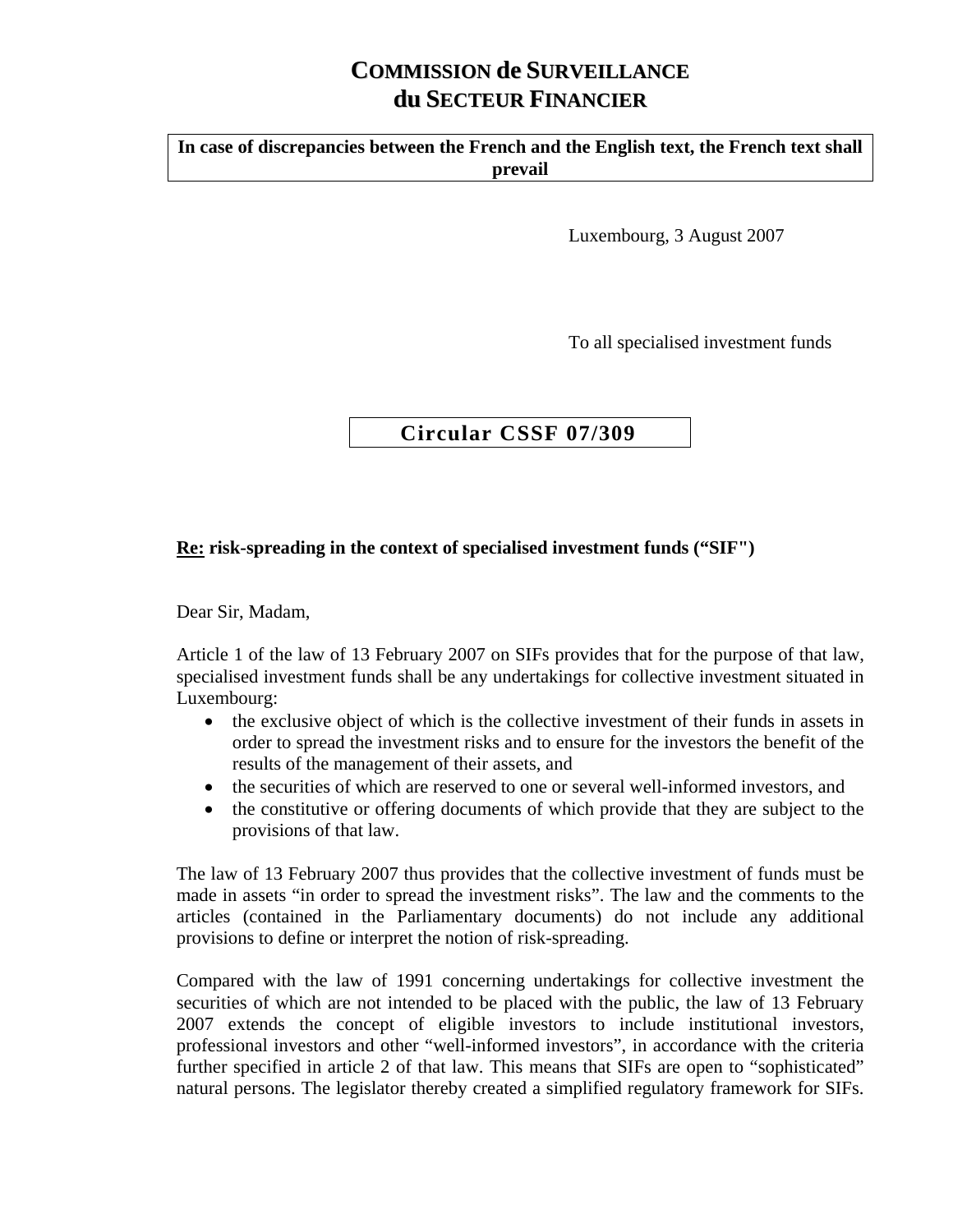# COMMISSION de SURVEILLANCE du SECTEUR FINANCIER

**In case of discrepancies between the French and the English text, the French text shall prevail**

Luxembourg, 3 August 2007

To all specialised investment funds

## Circular CSSF 07/309

**Re: risk-spreading in the context of specialised investment funds ("SIF")**

Dear Sir, Madam,

Article 1 of the law of 13 February 2007 on SIFs provides that for the purpose of that law, specialised investment funds shall be any undertakings for collective investment situated in Luxembourg:

- the exclusive object of which is the collective investment of their funds in assets in order to spread the investment risks and to ensure for the investors the benefit of the results of the management of their assets, and
- the securities of which are reserved to one or several well-informed investors, and
- the constitutive or offering documents of which provide that they are subject to the provisions of that law.

The law of 13 February 2007 thus provides that the collective investment of funds must be made in assets "in order to spread the investment risks". The law and the comments to the articles (contained in the Parliamentary documents) do not include any additional provisions to define or interpret the notion of risk-spreading.

Compared with the law of 1991 concerning undertakings for collective investment the securities of which are not intended to be placed with the public, the law of 13 February 2007 extends the concept of eligible investors to include institutional investors, professional investors and other "well-informed investors", in accordance with the criteria further specified in article 2 of that law. This means that SIFs are open to "sophisticated" natural persons. The legislator thereby created a simplified regulatory framework for SIFs.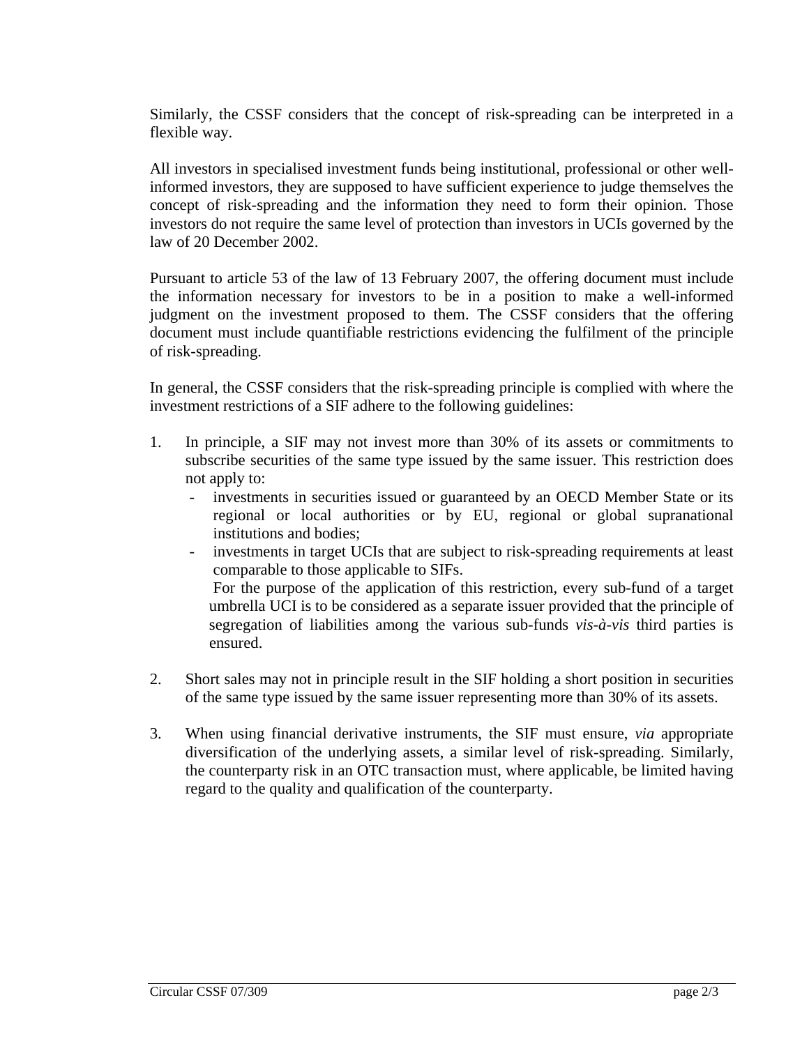Similarly, the CSSF considers that the concept of risk-spreading can be interpreted in a flexible way.

All investors in specialised investment funds being institutional, professional or other well-informed investors, they are supposed to have sufficient experience to judge themselves the concept of risk-spreading and the information they need to form their opinion. Those investors do not require the same level of protection than investors in UCIs governed by the law of 20 December 2002.

Pursuant to article 53 of the law of 13 February 2007, the offering document must include the information necessary for investors to be in a position to make a well-informed judgment on the investment proposed to them. The CSSF considers that the offering document must include quantifiable restrictions evidencing the fulfilment of the principle of risk-spreading.

In general, the CSSF considers that the risk-spreading principle is complied with where the investment restrictions of a SIF adhere to the following guidelines:

1. In principle, a SIF may not invest more than 30% of its assets or commitments to subscribe securities of the same type issued by the same issuer. This restriction does not apply to:
   - investments in securities issued or guaranteed by an OECD Member State or its regional or local authorities or by EU, regional or global supranational institutions and bodies;
   - investments in target UCIs that are subject to risk-spreading requirements at least comparable to those applicable to SIFs.

   For the purpose of the application of this restriction, every sub-fund of a target umbrella UCI is to be considered as a separate issuer provided that the principle of segregation of liabilities among the various sub-funds *vis-à-vis* third parties is ensured.

2. Short sales may not in principle result in the SIF holding a short position in securities of the same type issued by the same issuer representing more than 30% of its assets.

3. When using financial derivative instruments, the SIF must ensure, *via* appropriate diversification of the underlying assets, a similar level of risk-spreading. Similarly, the counterparty risk in an OTC transaction must, where applicable, be limited having regard to the quality and qualification of the counterparty.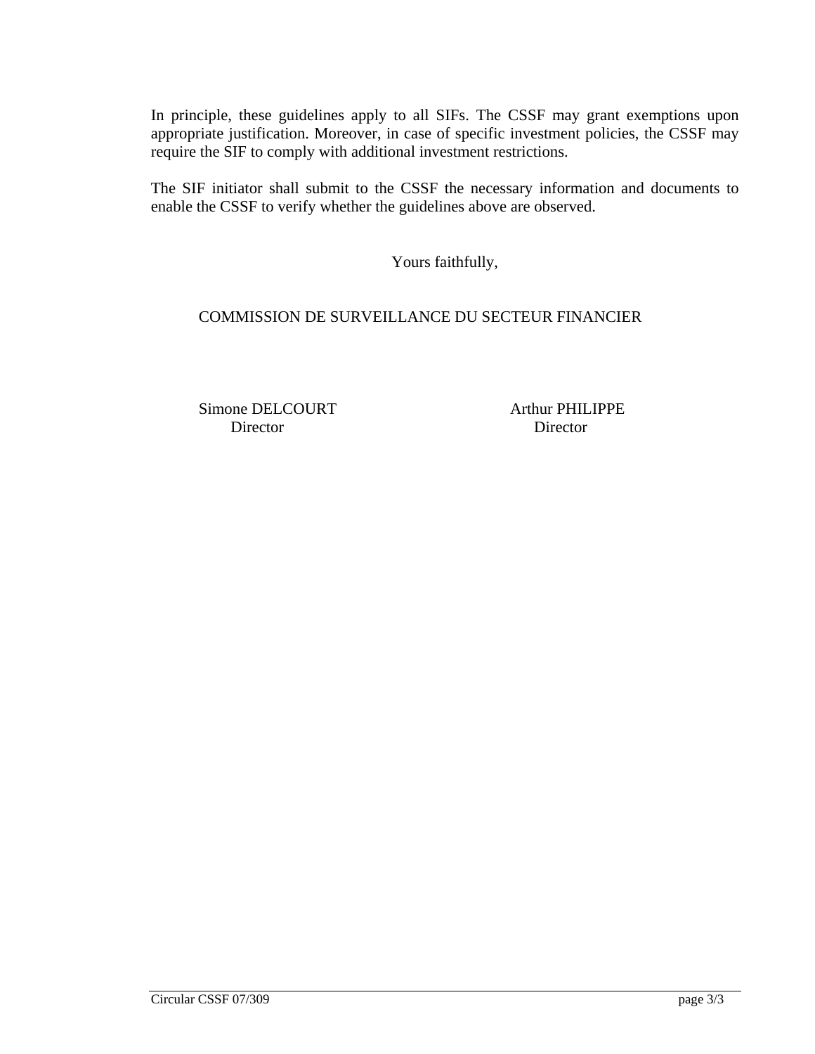In principle, these guidelines apply to all SIFs. The CSSF may grant exemptions upon appropriate justification. Moreover, in case of specific investment policies, the CSSF may require the SIF to comply with additional investment restrictions.

The SIF initiator shall submit to the CSSF the necessary information and documents to enable the CSSF to verify whether the guidelines above are observed.

Yours faithfully,

COMMISSION DE SURVEILLANCE DU SECTEUR FINANCIER

Simone DELCOURT
Director

Arthur PHILIPPE
Director